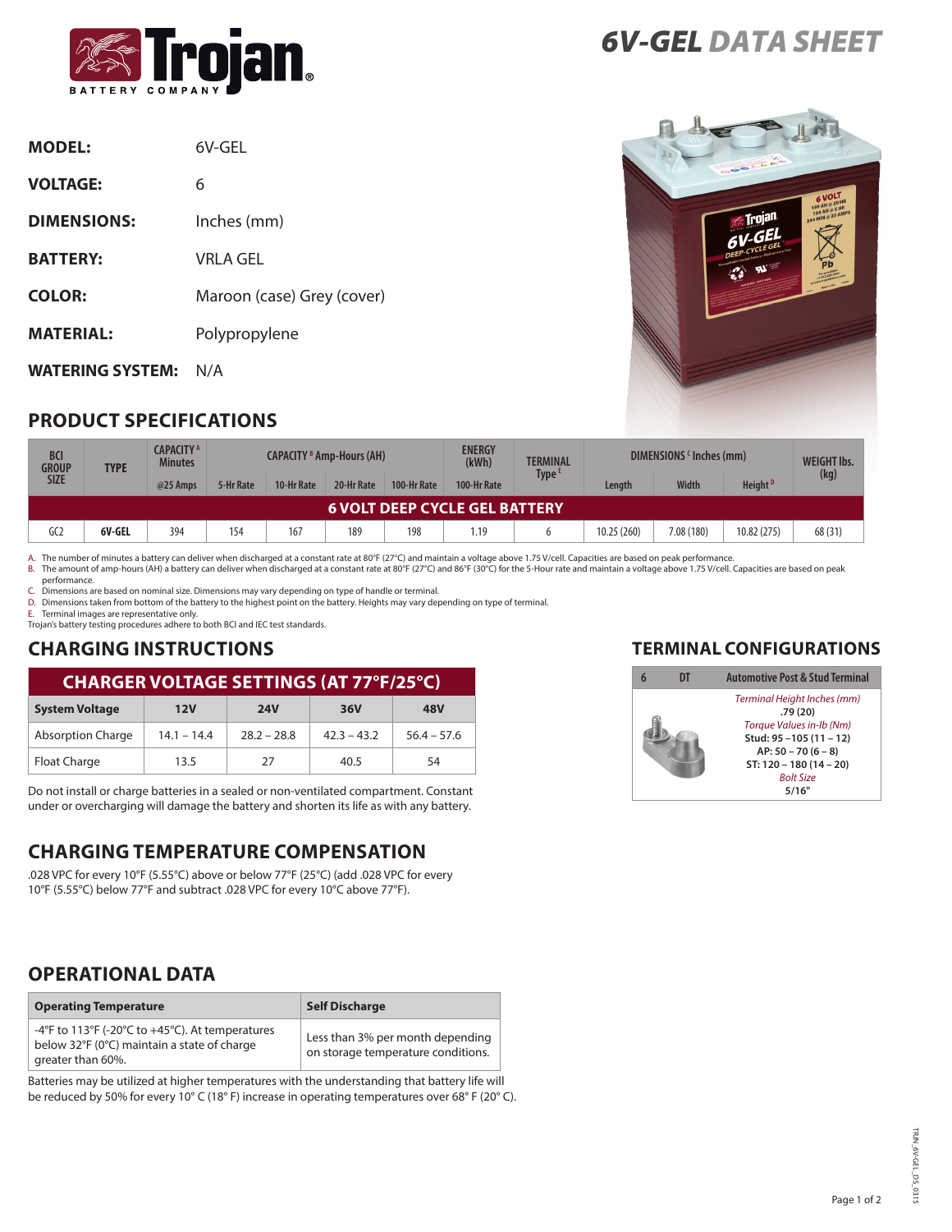# 6V-GEL DATA SHEET

**MODEL:** 6V-GEL

**VOLTAGE:** 6

**DIMENSIONS:** Inches (mm)

**BATTERY:** VRLA GEL

**COLOR:** Maroon (case) Grey (cover)

**MATERIAL:** Polypropylene

**WATERING SYSTEM:** N/A

## PRODUCT SPECIFICATIONS

| BCI GROUP SIZE | TYPE | CAPACITY [A] Minutes | CAPACITY [B] Amp-Hours (AH) | | | | ENERGY (kWh) | TERMINAL Type [E] | DIMENSIONS [C] Inches (mm) | | | WEIGHT lbs. (kg) |
|---|---|---|---|---|---|---|---|---|---|---|---|---|
| | | @25 Amps | 5-Hr Rate | 10-Hr Rate | 20-Hr Rate | 100-Hr Rate | 100-Hr Rate | | Length | Width | Height [D] | |
| **6 VOLT DEEP CYCLE GEL BATTERY** | | | | | | | | | | | | |
| GC2 | **6V-GEL** | 394 | 154 | 167 | 189 | 198 | 1.19 | 6 | 10.25 (260) | 7.08 (180) | 10.82 (275) | 68 (31) |

A. The number of minutes a battery can deliver when discharged at a constant rate at 80°F (27°C) and maintain a voltage above 1.75 V/cell. Capacities are based on peak performance.
B. The amount of amp-hours (AH) a battery can deliver when discharged at a constant rate at 80°F (27°C) and 86°F (30°C) for the 5-Hour rate and maintain a voltage above 1.75 V/cell. Capacities are based on peak performance.
C. Dimensions are based on nominal size. Dimensions may vary depending on type of handle or terminal.
D. Dimensions taken from bottom of the battery to the highest point on the battery. Heights may vary depending on type of terminal.
E. Terminal images are representative only.
Trojan's battery testing procedures adhere to both BCI and IEC test standards.

## CHARGING INSTRUCTIONS

| CHARGER VOLTAGE SETTINGS (AT 77°F/25°C) | | | | |
|---|---|---|---|---|
| **System Voltage** | **12V** | **24V** | **36V** | **48V** |
| Absorption Charge | 14.1 – 14.4 | 28.2 – 28.8 | 42.3 – 43.2 | 56.4 – 57.6 |
| Float Charge | 13.5 | 27 | 40.5 | 54 |

Do not install or charge batteries in a sealed or non-ventilated compartment. Constant under or overcharging will damage the battery and shorten its life as with any battery.

## CHARGING TEMPERATURE COMPENSATION

.028 VPC for every 10°F (5.55°C) above or below 77°F (25°C) (add .028 VPC for every 10°F (5.55°C) below 77°F and subtract .028 VPC for every 10°C above 77°F).

## OPERATIONAL DATA

| Operating Temperature | Self Discharge |
|---|---|
| -4°F to 113°F (-20°C to +45°C). At temperatures below 32°F (0°C) maintain a state of charge greater than 60%. | Less than 3% per month depending on storage temperature conditions. |

Batteries may be utilized at higher temperatures with the understanding that battery life will be reduced by 50% for every 10° C (18° F) increase in operating temperatures over 68° F (20° C).

## TERMINAL CONFIGURATIONS

| 6 | DT | Automotive Post & Stud Terminal |
|---|---|---|
| | | *Terminal Height Inches (mm)* **.79 (20)** *Torque Values in-lb (Nm)* **Stud: 95 –105 (11 – 12)** **AP: 50 – 70 (6 – 8)** **ST: 120 – 180 (14 – 20)** *Bolt Size* **5/16"** |

TRJN_6V-GEL_DS_0315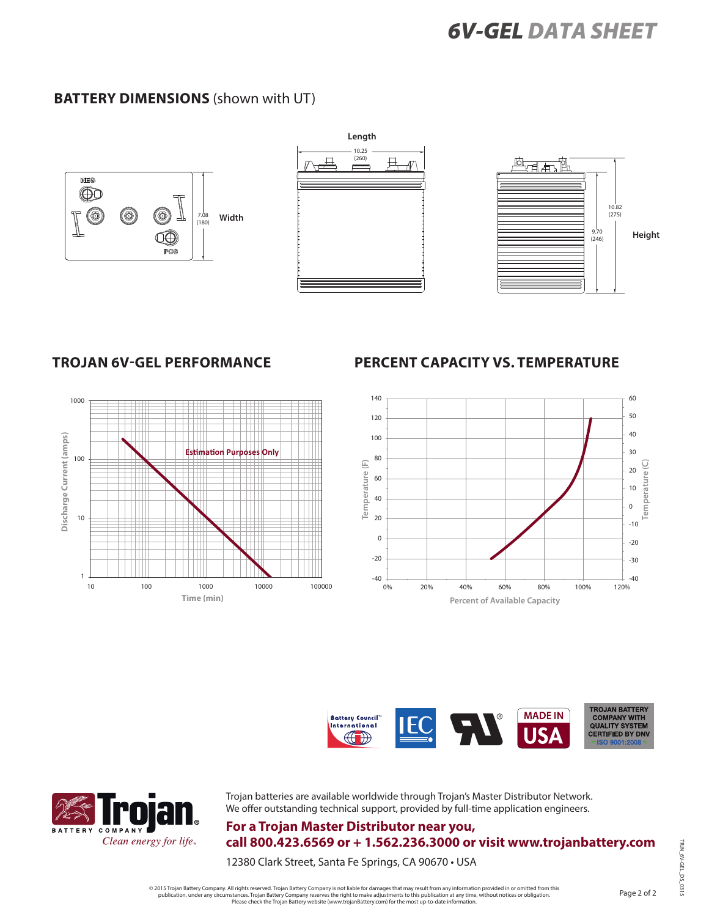# 6V-GEL DATA SHEET

## BATTERY DIMENSIONS (shown with UT)

NEG

POS

7.08
(180)
Width

Length
10.25
(260)

10.82
(275)
9.70
(246)
Height

## TROJAN 6V-GEL PERFORMANCE

Discharge Current (amps)

1000
100
10
1

Estimation Purposes Only

10
100
1000
10000
100000

Time (min)

## PERCENT CAPACITY VS. TEMPERATURE

Temperature (F)

140
120
100
80
60
40
20
0
-20
-40

Temperature (C)

60
50
40
30
20
10
0
-10
-20
-30
-40

0%
20%
40%
60%
80%
100%
120%

Percent of Available Capacity

Battery Council International

IEC

MADE IN USA

TROJAN BATTERY COMPANY WITH QUALITY SYSTEM CERTIFIED BY DNV
=ISO 9001:2008=

Trojan® BATTERY COMPANY
*Clean energy for life.*

Trojan batteries are available worldwide through Trojan's Master Distributor Network.
We offer outstanding technical support, provided by full-time application engineers.

**For a Trojan Master Distributor near you,**
**call 800.423.6569 or + 1.562.236.3000 or visit www.trojanbattery.com**

12380 Clark Street, Santa Fe Springs, CA 90670 • USA

© 2015 Trojan Battery Company. All rights reserved. Trojan Battery Company is not liable for damages that may result from any information provided in or omitted from this publication, under any circumstances. Trojan Battery Company reserves the right to make adjustments to this publication at any time, without notices or obligation. Please check the Trojan Battery website (www.trojanBattery.com) for the most up-to-date information.

TRJN_6V-GEL_DS_0315